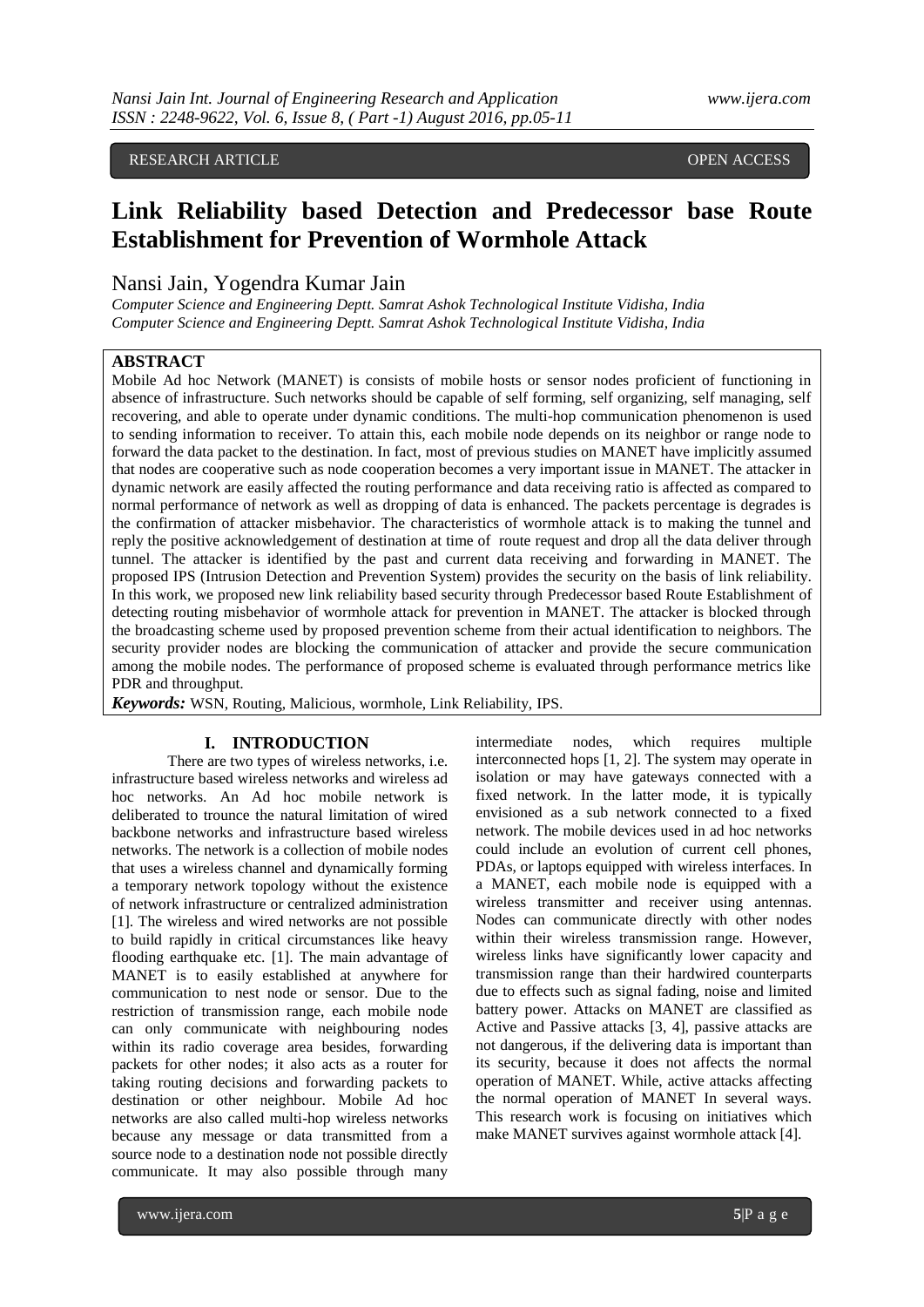RESEARCH ARTICLE OPEN ACCESS

# Link Reliability based Detection and Predecessor base Route Establishment for Prevention of Wormhole Attack

Nansi Jain, Yogendra Kumar Jain

*Computer Science and Engineering Deptt. Samrat Ashok Technological Institute Vidisha, India*
*Computer Science and Engineering Deptt. Samrat Ashok Technological Institute Vidisha, India*

## ABSTRACT

Mobile Ad hoc Network (MANET) is consists of mobile hosts or sensor nodes proficient of functioning in absence of infrastructure. Such networks should be capable of self forming, self organizing, self managing, self recovering, and able to operate under dynamic conditions. The multi-hop communication phenomenon is used to sending information to receiver. To attain this, each mobile node depends on its neighbor or range node to forward the data packet to the destination. In fact, most of previous studies on MANET have implicitly assumed that nodes are cooperative such as node cooperation becomes a very important issue in MANET. The attacker in dynamic network are easily affected the routing performance and data receiving ratio is affected as compared to normal performance of network as well as dropping of data is enhanced. The packets percentage is degrades is the confirmation of attacker misbehavior. The characteristics of wormhole attack is to making the tunnel and reply the positive acknowledgement of destination at time of route request and drop all the data deliver through tunnel. The attacker is identified by the past and current data receiving and forwarding in MANET. The proposed IPS (Intrusion Detection and Prevention System) provides the security on the basis of link reliability. In this work, we proposed new link reliability based security through Predecessor based Route Establishment of detecting routing misbehavior of wormhole attack for prevention in MANET. The attacker is blocked through the broadcasting scheme used by proposed prevention scheme from their actual identification to neighbors. The security provider nodes are blocking the communication of attacker and provide the secure communication among the mobile nodes. The performance of proposed scheme is evaluated through performance metrics like PDR and throughput.

***Keywords:*** WSN, Routing, Malicious, wormhole, Link Reliability, IPS.

## I. INTRODUCTION

There are two types of wireless networks, i.e. infrastructure based wireless networks and wireless ad hoc networks. An Ad hoc mobile network is deliberated to trounce the natural limitation of wired backbone networks and infrastructure based wireless networks. The network is a collection of mobile nodes that uses a wireless channel and dynamically forming a temporary network topology without the existence of network infrastructure or centralized administration [1]. The wireless and wired networks are not possible to build rapidly in critical circumstances like heavy flooding earthquake etc. [1]. The main advantage of MANET is to easily established at anywhere for communication to nest node or sensor. Due to the restriction of transmission range, each mobile node can only communicate with neighbouring nodes within its radio coverage area besides, forwarding packets for other nodes; it also acts as a router for taking routing decisions and forwarding packets to destination or other neighbour. Mobile Ad hoc networks are also called multi-hop wireless networks because any message or data transmitted from a source node to a destination node not possible directly communicate. It may also possible through many intermediate nodes, which requires multiple interconnected hops [1, 2]. The system may operate in isolation or may have gateways connected with a fixed network. In the latter mode, it is typically envisioned as a sub network connected to a fixed network. The mobile devices used in ad hoc networks could include an evolution of current cell phones, PDAs, or laptops equipped with wireless interfaces. In a MANET, each mobile node is equipped with a wireless transmitter and receiver using antennas. Nodes can communicate directly with other nodes within their wireless transmission range. However, wireless links have significantly lower capacity and transmission range than their hardwired counterparts due to effects such as signal fading, noise and limited battery power. Attacks on MANET are classified as Active and Passive attacks [3, 4], passive attacks are not dangerous, if the delivering data is important than its security, because it does not affects the normal operation of MANET. While, active attacks affecting the normal operation of MANET In several ways. This research work is focusing on initiatives which make MANET survives against wormhole attack [4].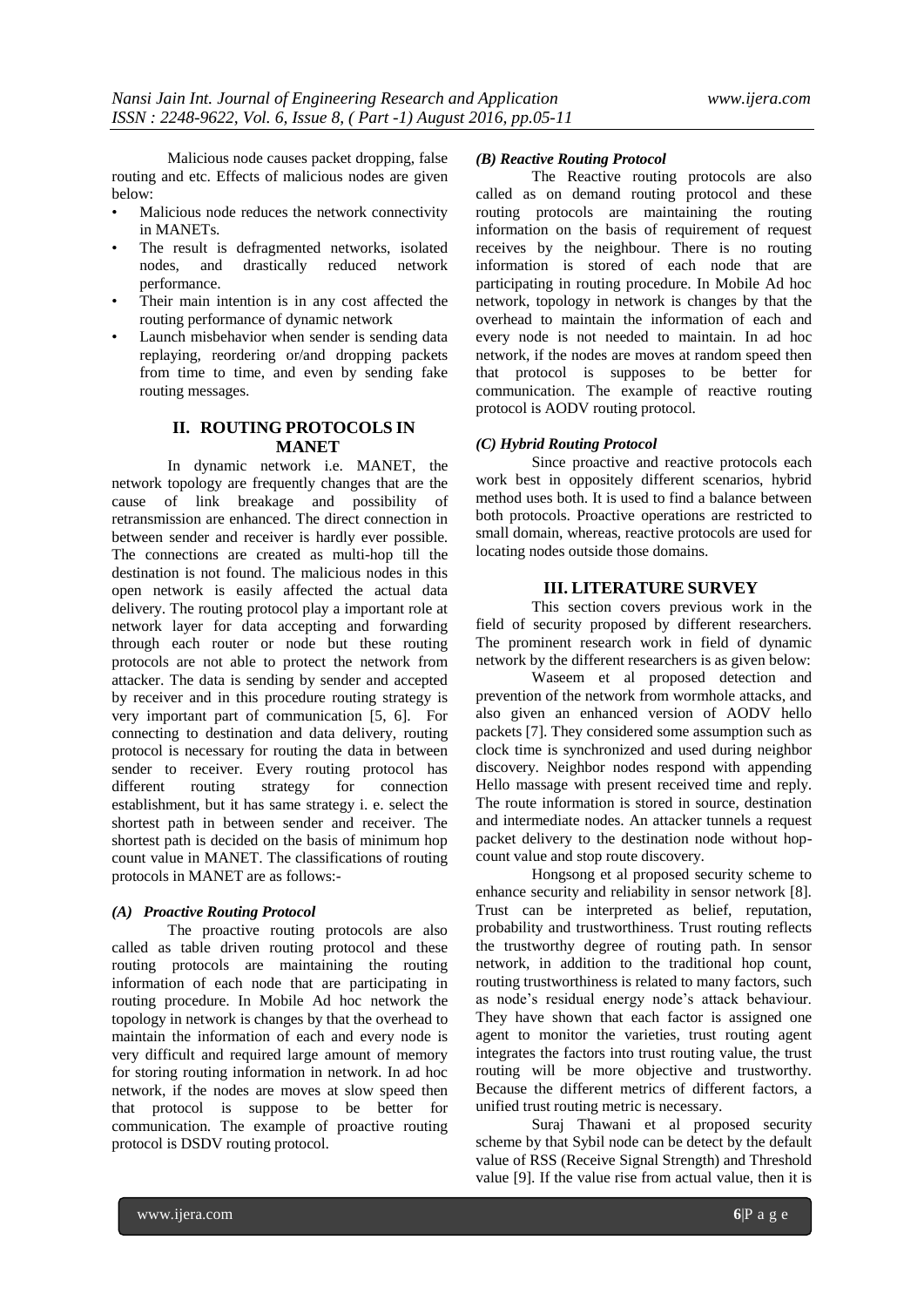Malicious node causes packet dropping, false routing and etc. Effects of malicious nodes are given below:

- Malicious node reduces the network connectivity in MANETs.
- The result is defragmented networks, isolated nodes, and drastically reduced network performance.
- Their main intention is in any cost affected the routing performance of dynamic network
- Launch misbehavior when sender is sending data replaying, reordering or/and dropping packets from time to time, and even by sending fake routing messages.

## II. ROUTING PROTOCOLS IN MANET

In dynamic network i.e. MANET, the network topology are frequently changes that are the cause of link breakage and possibility of retransmission are enhanced. The direct connection in between sender and receiver is hardly ever possible. The connections are created as multi-hop till the destination is not found. The malicious nodes in this open network is easily affected the actual data delivery. The routing protocol play a important role at network layer for data accepting and forwarding through each router or node but these routing protocols are not able to protect the network from attacker. The data is sending by sender and accepted by receiver and in this procedure routing strategy is very important part of communication [5, 6]. For connecting to destination and data delivery, routing protocol is necessary for routing the data in between sender to receiver. Every routing protocol has different routing strategy for connection establishment, but it has same strategy i. e. select the shortest path in between sender and receiver. The shortest path is decided on the basis of minimum hop count value in MANET. The classifications of routing protocols in MANET are as follows:-

### *(A) Proactive Routing Protocol*

The proactive routing protocols are also called as table driven routing protocol and these routing protocols are maintaining the routing information of each node that are participating in routing procedure. In Mobile Ad hoc network the topology in network is changes by that the overhead to maintain the information of each and every node is very difficult and required large amount of memory for storing routing information in network. In ad hoc network, if the nodes are moves at slow speed then that protocol is suppose to be better for communication. The example of proactive routing protocol is DSDV routing protocol.

### *(B) Reactive Routing Protocol*

The Reactive routing protocols are also called as on demand routing protocol and these routing protocols are maintaining the routing information on the basis of requirement of request receives by the neighbour. There is no routing information is stored of each node that are participating in routing procedure. In Mobile Ad hoc network, topology in network is changes by that the overhead to maintain the information of each and every node is not needed to maintain. In ad hoc network, if the nodes are moves at random speed then that protocol is supposes to be better for communication. The example of reactive routing protocol is AODV routing protocol.

### *(C) Hybrid Routing Protocol*

Since proactive and reactive protocols each work best in oppositely different scenarios, hybrid method uses both. It is used to find a balance between both protocols. Proactive operations are restricted to small domain, whereas, reactive protocols are used for locating nodes outside those domains.

## III. LITERATURE SURVEY

This section covers previous work in the field of security proposed by different researchers. The prominent research work in field of dynamic network by the different researchers is as given below:

Waseem et al proposed detection and prevention of the network from wormhole attacks, and also given an enhanced version of AODV hello packets [7]. They considered some assumption such as clock time is synchronized and used during neighbor discovery. Neighbor nodes respond with appending Hello massage with present received time and reply. The route information is stored in source, destination and intermediate nodes. An attacker tunnels a request packet delivery to the destination node without hop-count value and stop route discovery.

Hongsong et al proposed security scheme to enhance security and reliability in sensor network [8]. Trust can be interpreted as belief, reputation, probability and trustworthiness. Trust routing reflects the trustworthy degree of routing path. In sensor network, in addition to the traditional hop count, routing trustworthiness is related to many factors, such as node's residual energy node's attack behaviour. They have shown that each factor is assigned one agent to monitor the varieties, trust routing agent integrates the factors into trust routing value, the trust routing will be more objective and trustworthy. Because the different metrics of different factors, a unified trust routing metric is necessary.

Suraj Thawani et al proposed security scheme by that Sybil node can be detect by the default value of RSS (Receive Signal Strength) and Threshold value [9]. If the value rise from actual value, then it is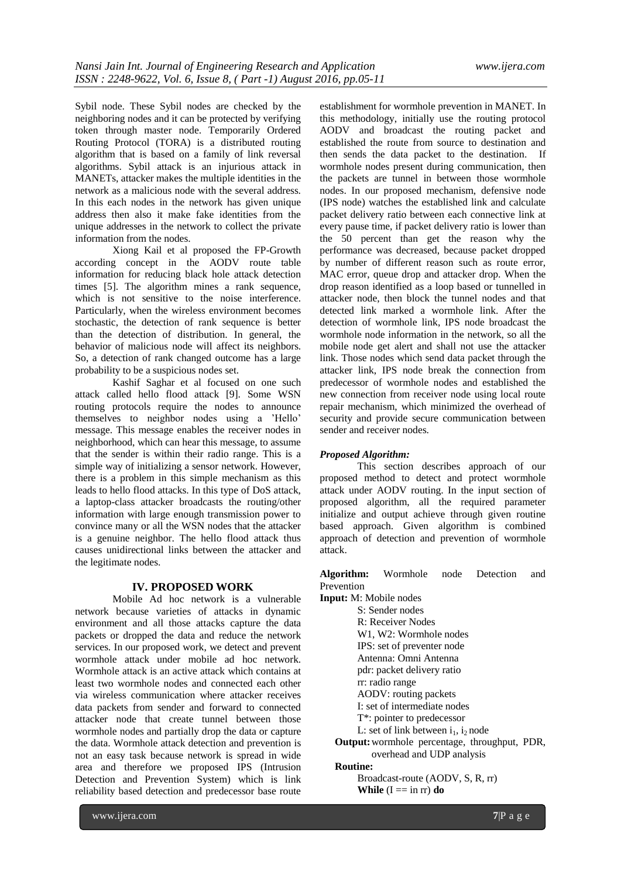Sybil node. These Sybil nodes are checked by the neighboring nodes and it can be protected by verifying token through master node. Temporarily Ordered Routing Protocol (TORA) is a distributed routing algorithm that is based on a family of link reversal algorithms. Sybil attack is an injurious attack in MANETs, attacker makes the multiple identities in the network as a malicious node with the several address. In this each nodes in the network has given unique address then also it make fake identities from the unique addresses in the network to collect the private information from the nodes.

Xiong Kail et al proposed the FP-Growth according concept in the AODV route table information for reducing black hole attack detection times [5]. The algorithm mines a rank sequence, which is not sensitive to the noise interference. Particularly, when the wireless environment becomes stochastic, the detection of rank sequence is better than the detection of distribution. In general, the behavior of malicious node will affect its neighbors. So, a detection of rank changed outcome has a large probability to be a suspicious nodes set.

Kashif Saghar et al focused on one such attack called hello flood attack [9]. Some WSN routing protocols require the nodes to announce themselves to neighbor nodes using a 'Hello' message. This message enables the receiver nodes in neighborhood, which can hear this message, to assume that the sender is within their radio range. This is a simple way of initializing a sensor network. However, there is a problem in this simple mechanism as this leads to hello flood attacks. In this type of DoS attack, a laptop-class attacker broadcasts the routing/other information with large enough transmission power to convince many or all the WSN nodes that the attacker is a genuine neighbor. The hello flood attack thus causes unidirectional links between the attacker and the legitimate nodes.

## IV. PROPOSED WORK

Mobile Ad hoc network is a vulnerable network because varieties of attacks in dynamic environment and all those attacks capture the data packets or dropped the data and reduce the network services. In our proposed work, we detect and prevent wormhole attack under mobile ad hoc network. Wormhole attack is an active attack which contains at least two wormhole nodes and connected each other via wireless communication where attacker receives data packets from sender and forward to connected attacker node that create tunnel between those wormhole nodes and partially drop the data or capture the data. Wormhole attack detection and prevention is not an easy task because network is spread in wide area and therefore we proposed IPS (Intrusion Detection and Prevention System) which is link reliability based detection and predecessor base route establishment for wormhole prevention in MANET. In this methodology, initially use the routing protocol AODV and broadcast the routing packet and established the route from source to destination and then sends the data packet to the destination. If wormhole nodes present during communication, then the packets are tunnel in between those wormhole nodes. In our proposed mechanism, defensive node (IPS node) watches the established link and calculate packet delivery ratio between each connective link at every pause time, if packet delivery ratio is lower than the 50 percent than get the reason why the performance was decreased, because packet dropped by number of different reason such as route error, MAC error, queue drop and attacker drop. When the drop reason identified as a loop based or tunnelled in attacker node, then block the tunnel nodes and that detected link marked a wormhole link. After the detection of wormhole link, IPS node broadcast the wormhole node information in the network, so all the mobile node get alert and shall not use the attacker link. Those nodes which send data packet through the attacker link, IPS node break the connection from predecessor of wormhole nodes and established the new connection from receiver node using local route repair mechanism, which minimized the overhead of security and provide secure communication between sender and receiver nodes.

***Proposed Algorithm:***

This section describes approach of our proposed method to detect and protect wormhole attack under AODV routing. In the input section of proposed algorithm, all the required parameter initialize and output achieve through given routine based approach. Given algorithm is combined approach of detection and prevention of wormhole attack.

**Algorithm:** Wormhole node Detection and Prevention

**Input:** M: Mobile nodes
S: Sender nodes
R: Receiver Nodes
W1, W2: Wormhole nodes
IPS: set of preventer node
Antenna: Omni Antenna
pdr: packet delivery ratio
rr: radio range
AODV: routing packets
I: set of intermediate nodes
T*: pointer to predecessor
L: set of link between $i_1$, $i_2$ node

**Output:** wormhole percentage, throughput, PDR, overhead and UDP analysis

**Routine:**
Broadcast-route (AODV, S, R, rr)
**While** (I == in rr) **do**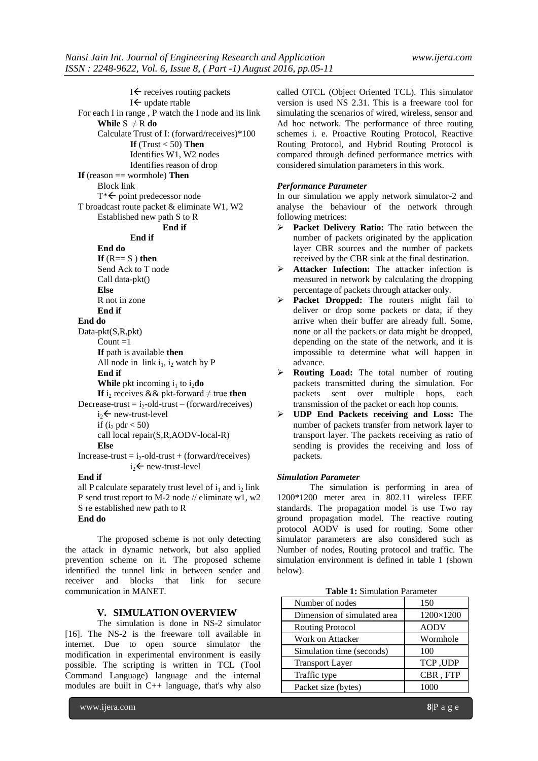```
            I← receives routing packets
            I← update rtable
For each I in range , P watch the I node and its link
      While S ≠ R do
      Calculate Trust of I: (forward/receives)*100
            If (Trust < 50) Then
            Identifies W1, W2 nodes
            Identifies reason of drop
If (reason == wormhole) Then
      Block link
      T*← point predecessor node
T broadcast route packet & eliminate W1, W2
      Established new path S to R
                  End if
            End if
      End do
      If (R== S ) then
      Send Ack to T node
      Call data-pkt()
      Else
      R not in zone
      End if
End do
Data-pkt(S,R,pkt)
      Count =1
      If path is available then
      All node in link i1, i2 watch by P
      End if
      While pkt incoming i1 to i2 do
      If i2 receives && pkt-forward ≠ true then
Decrease-trust = i2-old-trust – (forward/receives)
      i2← new-trust-level
      if (i2 pdr < 50)
      call local repair(S,R,AODV-local-R)
      Else
Increase-trust = i2-old-trust + (forward/receives)
            i2← new-trust-level
End if
all P calculate separately trust level of i1 and i2 link
P send trust report to M-2 node // eliminate w1, w2
S re established new path to R
End do
```

The proposed scheme is not only detecting the attack in dynamic network, but also applied prevention scheme on it. The proposed scheme identified the tunnel link in between sender and receiver and blocks that link for secure communication in MANET.

## V. SIMULATION OVERVIEW

The simulation is done in NS-2 simulator [16]. The NS-2 is the freeware toll available in internet. Due to open source simulator the modification in experimental environment is easily possible. The scripting is written in TCL (Tool Command Language) language and the internal modules are built in C++ language, that's why also called OTCL (Object Oriented TCL). This simulator version is used NS 2.31. This is a freeware tool for simulating the scenarios of wired, wireless, sensor and Ad hoc network. The performance of three routing schemes i. e. Proactive Routing Protocol, Reactive Routing Protocol, and Hybrid Routing Protocol is compared through defined performance metrics with considered simulation parameters in this work.

### *Performance Parameter*

In our simulation we apply network simulator-2 and analyse the behaviour of the network through following metrices:

- **Packet Delivery Ratio:** The ratio between the number of packets originated by the application layer CBR sources and the number of packets received by the CBR sink at the final destination.
- **Attacker Infection:** The attacker infection is measured in network by calculating the dropping percentage of packets through attacker only.
- **Packet Dropped:** The routers might fail to deliver or drop some packets or data, if they arrive when their buffer are already full. Some, none or all the packets or data might be dropped, depending on the state of the network, and it is impossible to determine what will happen in advance.
- **Routing Load:** The total number of routing packets transmitted during the simulation. For packets sent over multiple hops, each transmission of the packet or each hop counts.
- **UDP End Packets receiving and Loss:** The number of packets transfer from network layer to transport layer. The packets receiving as ratio of sending is provides the receiving and loss of packets.

### *Simulation Parameter*

The simulation is performing in area of 1200*1200 meter area in 802.11 wireless IEEE standards. The propagation model is use Two ray ground propagation model. The reactive routing protocol AODV is used for routing. Some other simulator parameters are also considered such as Number of nodes, Routing protocol and traffic. The simulation environment is defined in table 1 (shown below).

**Table 1:** Simulation Parameter

| Parameter | Value |
|---|---|
| Number of nodes | 150 |
| Dimension of simulated area | 1200×1200 |
| Routing Protocol | AODV |
| Work on Attacker | Wormhole |
| Simulation time (seconds) | 100 |
| Transport Layer | TCP ,UDP |
| Traffic type | CBR , FTP |
| Packet size (bytes) | 1000 |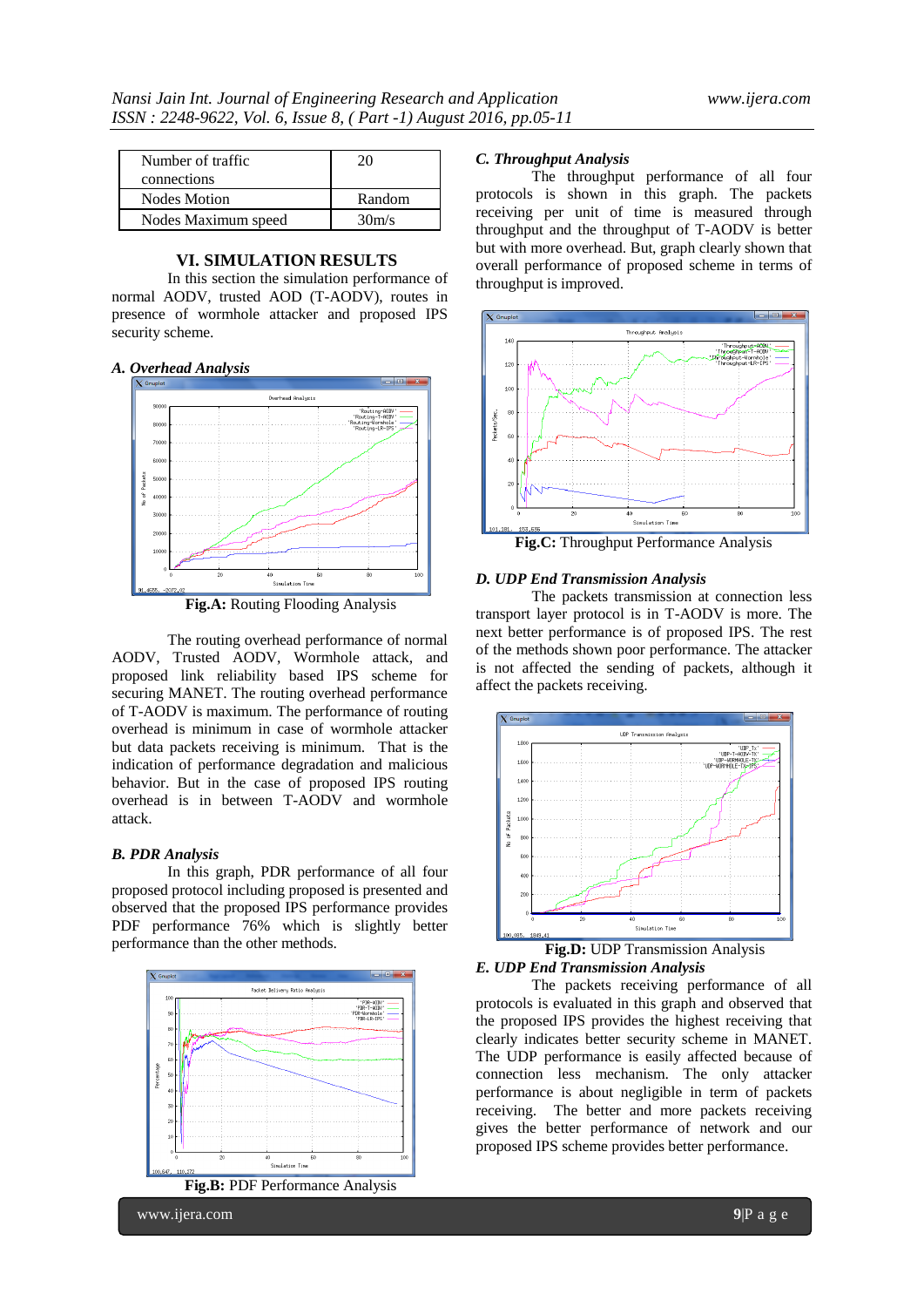| Number of traffic connections | 20 |
|---|---|
| Nodes Motion | Random |
| Nodes Maximum speed | 30m/s |

## VI. SIMULATION RESULTS

In this section the simulation performance of normal AODV, trusted AOD (T-AODV), routes in presence of wormhole attacker and proposed IPS security scheme.

### A. Overhead Analysis

**Fig.A:** Routing Flooding Analysis

The routing overhead performance of normal AODV, Trusted AODV, Wormhole attack, and proposed link reliability based IPS scheme for securing MANET. The routing overhead performance of T-AODV is maximum. The performance of routing overhead is minimum in case of wormhole attacker but data packets receiving is minimum. That is the indication of performance degradation and malicious behavior. But in the case of proposed IPS routing overhead is in between T-AODV and wormhole attack.

### B. PDR Analysis

In this graph, PDR performance of all four proposed protocol including proposed is presented and observed that the proposed IPS performance provides PDF performance 76% which is slightly better performance than the other methods.

**Fig.B:** PDF Performance Analysis

### C. Throughput Analysis

The throughput performance of all four protocols is shown in this graph. The packets receiving per unit of time is measured through throughput and the throughput of T-AODV is better but with more overhead. But, graph clearly shown that overall performance of proposed scheme in terms of throughput is improved.

**Fig.C:** Throughput Performance Analysis

### D. UDP End Transmission Analysis

The packets transmission at connection less transport layer protocol is in T-AODV is more. The next better performance is of proposed IPS. The rest of the methods shown poor performance. The attacker is not affected the sending of packets, although it affect the packets receiving.

**Fig.D:** UDP Transmission Analysis

### E. UDP End Transmission Analysis

The packets receiving performance of all protocols is evaluated in this graph and observed that the proposed IPS provides the highest receiving that clearly indicates better security scheme in MANET. The UDP performance is easily affected because of connection less mechanism. The only attacker performance is about negligible in term of packets receiving. The better and more packets receiving gives the better performance of network and our proposed IPS scheme provides better performance.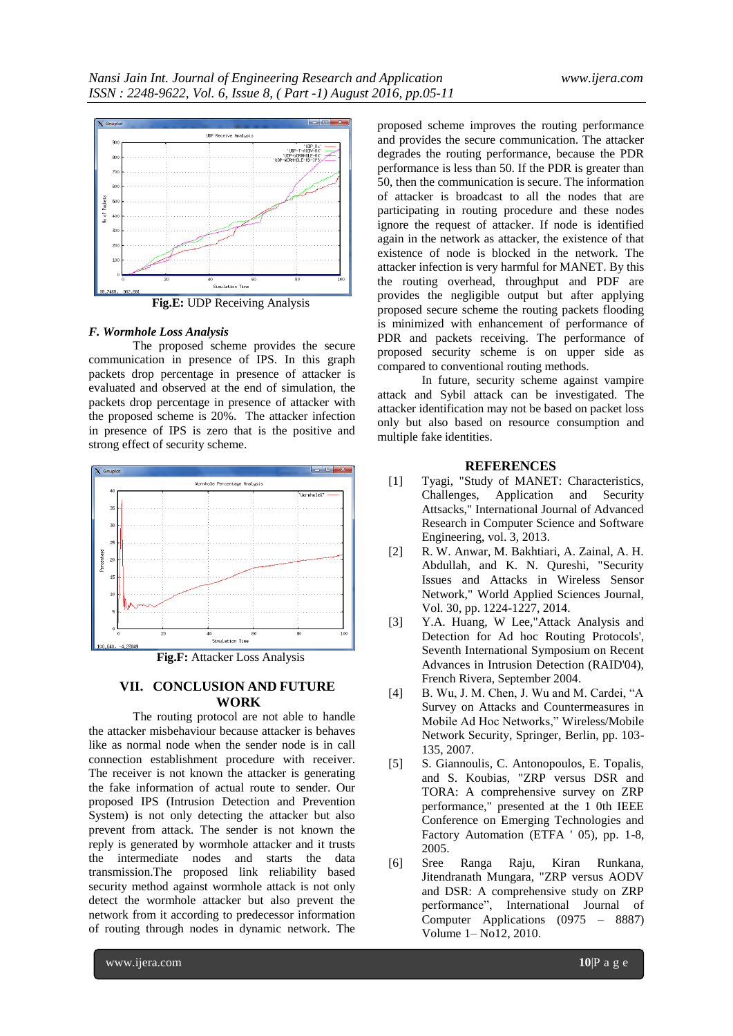Fig.E: UDP Receiving Analysis

### F. Wormhole Loss Analysis

The proposed scheme provides the secure communication in presence of IPS. In this graph packets drop percentage in presence of attacker is evaluated and observed at the end of simulation, the packets drop percentage in presence of attacker with the proposed scheme is 20%. The attacker infection in presence of IPS is zero that is the positive and strong effect of security scheme.

Fig.F: Attacker Loss Analysis

## VII. CONCLUSION AND FUTURE WORK

The routing protocol are not able to handle the attacker misbehaviour because attacker is behaves like as normal node when the sender node is in call connection establishment procedure with receiver. The receiver is not known the attacker is generating the fake information of actual route to sender. Our proposed IPS (Intrusion Detection and Prevention System) is not only detecting the attacker but also prevent from attack. The sender is not known the reply is generated by wormhole attacker and it trusts the intermediate nodes and starts the data transmission.The proposed link reliability based security method against wormhole attack is not only detect the wormhole attacker but also prevent the network from it according to predecessor information of routing through nodes in dynamic network. The proposed scheme improves the routing performance and provides the secure communication. The attacker degrades the routing performance, because the PDR performance is less than 50. If the PDR is greater than 50, then the communication is secure. The information of attacker is broadcast to all the nodes that are participating in routing procedure and these nodes ignore the request of attacker. If node is identified again in the network as attacker, the existence of that existence of node is blocked in the network. The attacker infection is very harmful for MANET. By this the routing overhead, throughput and PDF are provides the negligible output but after applying proposed secure scheme the routing packets flooding is minimized with enhancement of performance of PDR and packets receiving. The performance of proposed security scheme is on upper side as compared to conventional routing methods.

In future, security scheme against vampire attack and Sybil attack can be investigated. The attacker identification may not be based on packet loss only but also based on resource consumption and multiple fake identities.

## REFERENCES

[1] Tyagi, "Study of MANET: Characteristics, Challenges, Application and Security Attsacks," International Journal of Advanced Research in Computer Science and Software Engineering, vol. 3, 2013.

[2] R. W. Anwar, M. Bakhtiari, A. Zainal, A. H. Abdullah, and K. N. Qureshi, "Security Issues and Attacks in Wireless Sensor Network," World Applied Sciences Journal, Vol. 30, pp. 1224-1227, 2014.

[3] Y.A. Huang, W Lee,"Attack Analysis and Detection for Ad hoc Routing Protocols', Seventh International Symposium on Recent Advances in Intrusion Detection (RAID'04), French Rivera, September 2004.

[4] B. Wu, J. M. Chen, J. Wu and M. Cardei, "A Survey on Attacks and Countermeasures in Mobile Ad Hoc Networks," Wireless/Mobile Network Security, Springer, Berlin, pp. 103-135, 2007.

[5] S. Giannoulis, C. Antonopoulos, E. Topalis, and S. Koubias, "ZRP versus DSR and TORA: A comprehensive survey on ZRP performance," presented at the 1 0th IEEE Conference on Emerging Technologies and Factory Automation (ETFA ' 05), pp. 1-8, 2005.

[6] Sree Ranga Raju, Kiran Runkana, Jitendranath Mungara, "ZRP versus AODV and DSR: A comprehensive study on ZRP performance", International Journal of Computer Applications (0975 – 8887) Volume 1– No12, 2010.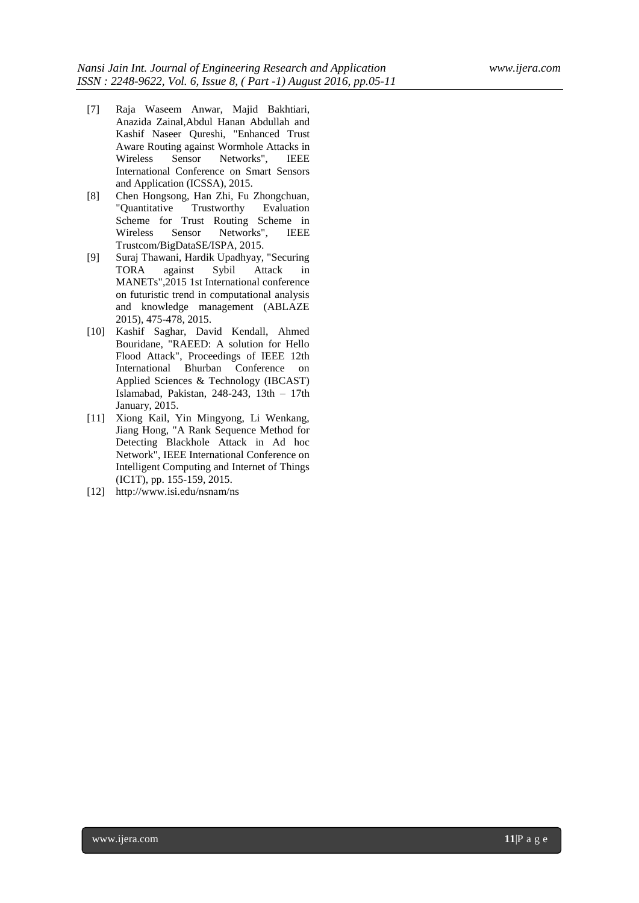[7] Raja Waseem Anwar, Majid Bakhtiari, Anazida Zainal,Abdul Hanan Abdullah and Kashif Naseer Qureshi, "Enhanced Trust Aware Routing against Wormhole Attacks in Wireless Sensor Networks", IEEE International Conference on Smart Sensors and Application (ICSSA), 2015.

[8] Chen Hongsong, Han Zhi, Fu Zhongchuan, "Quantitative Trustworthy Evaluation Scheme for Trust Routing Scheme in Wireless Sensor Networks", IEEE Trustcom/BigDataSE/ISPA, 2015.

[9] Suraj Thawani, Hardik Upadhyay, "Securing TORA against Sybil Attack in MANETs",2015 1st International conference on futuristic trend in computational analysis and knowledge management (ABLAZE 2015), 475-478, 2015.

[10] Kashif Saghar, David Kendall, Ahmed Bouridane, "RAEED: A solution for Hello Flood Attack", Proceedings of IEEE 12th International Bhurban Conference on Applied Sciences & Technology (IBCAST) Islamabad, Pakistan, 248-243, 13th – 17th January, 2015.

[11] Xiong Kail, Yin Mingyong, Li Wenkang, Jiang Hong, "A Rank Sequence Method for Detecting Blackhole Attack in Ad hoc Network", IEEE International Conference on Intelligent Computing and Internet of Things (IC1T), pp. 155-159, 2015.

[12] http://www.isi.edu/nsnam/ns